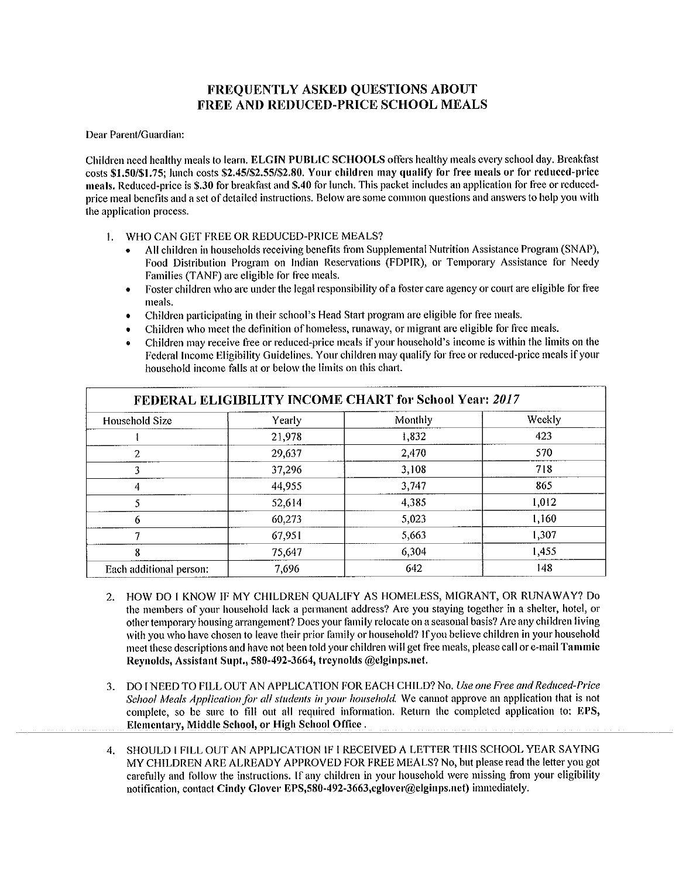# FREQUENTLY ASKED QUESTIONS ABOUT FREE AND REDUCED-PRICE SCHOOL MEALS

Dear Parent/Guardian:

Children need healthy meals to learn. **ELGIN PUBLIC SCHOOLS** offers healthy meals every school day. Breakfast costs **$1.50/$1.75**; lunch costs **$2.45/$2.55/$2.80. Your children may qualify for free meals or for reduced-price meals.** Reduced-price is $.30 for breakfast and $.40 for lunch. This packet includes an application for free or reduced-price meal benefits and a set of detailed instructions. Below are some common questions and answers to help you with the application process.

1. WHO CAN GET FREE OR REDUCED-PRICE MEALS?
   - All children in households receiving benefits from Supplemental Nutrition Assistance Program (SNAP), Food Distribution Program on Indian Reservations (FDPIR), or Temporary Assistance for Needy Families (TANF) are eligible for free meals.
   - Foster children who are under the legal responsibility of a foster care agency or court are eligible for free meals.
   - Children participating in their school's Head Start program are eligible for free meals.
   - Children who meet the definition of homeless, runaway, or migrant are eligible for free meals.
   - Children may receive free or reduced-price meals if your household's income is within the limits on the Federal Income Eligibility Guidelines. Your children may qualify for free or reduced-price meals if your household income falls at or below the limits on this chart.

| **FEDERAL ELIGIBILITY INCOME CHART for School Year: *2017*** | | | |
|---|---|---|---|
| Household Size | Yearly | Monthly | Weekly |
| 1 | 21,978 | 1,832 | 423 |
| 2 | 29,637 | 2,470 | 570 |
| 3 | 37,296 | 3,108 | 718 |
| 4 | 44,955 | 3,747 | 865 |
| 5 | 52,614 | 4,385 | 1,012 |
| 6 | 60,273 | 5,023 | 1,160 |
| 7 | 67,951 | 5,663 | 1,307 |
| 8 | 75,647 | 6,304 | 1,455 |
| Each additional person: | 7,696 | 642 | 148 |

2. HOW DO I KNOW IF MY CHILDREN QUALIFY AS HOMELESS, MIGRANT, OR RUNAWAY? Do the members of your household lack a permanent address? Are you staying together in a shelter, hotel, or other temporary housing arrangement? Does your family relocate on a seasonal basis? Are any children living with you who have chosen to leave their prior family or household? If you believe children in your household meet these descriptions and have not been told your children will get free meals, please call or e-mail **Tammie Reynolds, Assistant Supt., 580-492-3664, treynolds @elginps.net.**

3. DO I NEED TO FILL OUT AN APPLICATION FOR EACH CHILD? No. *Use one Free and Reduced-Price School Meals Application for all students in your household.* We cannot approve an application that is not complete, so be sure to fill out all required information. Return the completed application to: **EPS, Elementary, Middle School, or High School Office** .

4. SHOULD I FILL OUT AN APPLICATION IF I RECEIVED A LETTER THIS SCHOOL YEAR SAYING MY CHILDREN ARE ALREADY APPROVED FOR FREE MEALS? No, but please read the letter you got carefully and follow the instructions. If any children in your household were missing from your eligibility notification, contact **Cindy Glover EPS,580-492-3663,cglover@elginps.net)** immediately.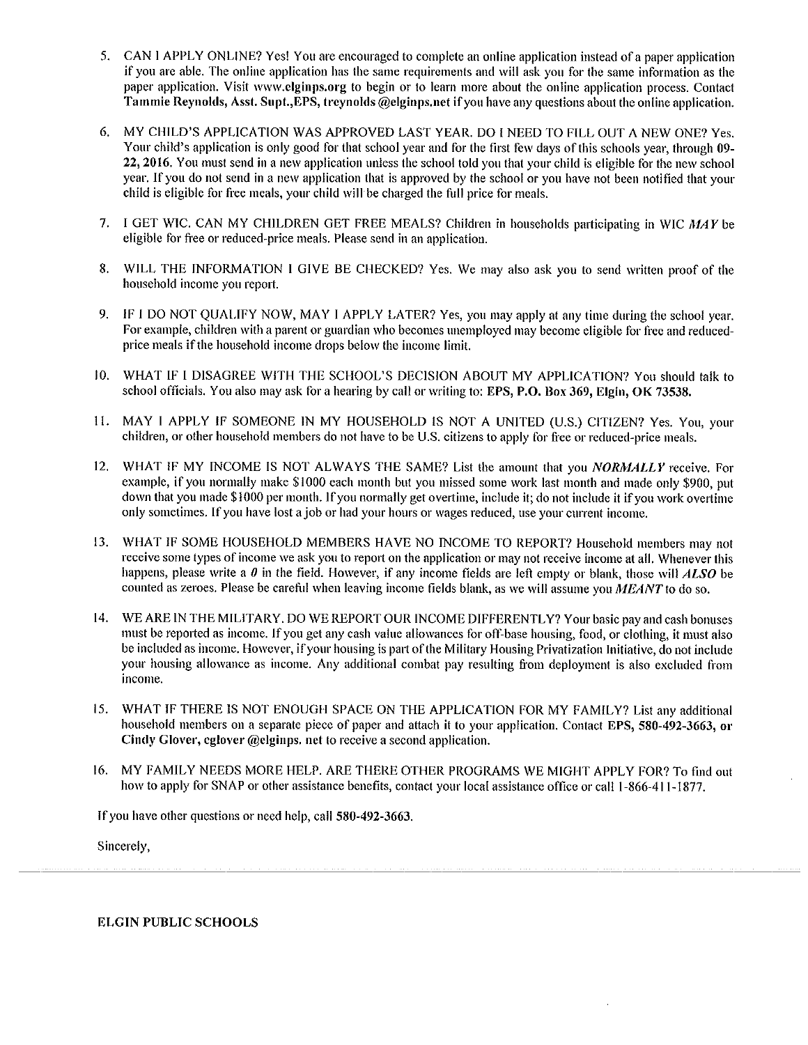5. CAN I APPLY ONLINE? Yes! You are encouraged to complete an online application instead of a paper application if you are able. The online application has the same requirements and will ask you for the same information as the paper application. Visit **www.elginps.org** to begin or to learn more about the online application process. Contact **Tammie Reynolds, Asst. Supt.,EPS, treynolds @elginps.net** if you have any questions about the online application.

6. MY CHILD'S APPLICATION WAS APPROVED LAST YEAR. DO I NEED TO FILL OUT A NEW ONE? Yes. Your child's application is only good for that school year and for the first few days of this schools year, through **09-22, 2016.** You must send in a new application unless the school told you that your child is eligible for the new school year. If you do not send in a new application that is approved by the school or you have not been notified that your child is eligible for free meals, your child will be charged the full price for meals.

7. I GET WIC. CAN MY CHILDREN GET FREE MEALS? Children in households participating in WIC ***MAY*** be eligible for free or reduced-price meals. Please send in an application.

8. WILL THE INFORMATION I GIVE BE CHECKED? Yes. We may also ask you to send written proof of the household income you report.

9. IF I DO NOT QUALIFY NOW, MAY I APPLY LATER? Yes, you may apply at any time during the school year. For example, children with a parent or guardian who becomes unemployed may become eligible for free and reduced-price meals if the household income drops below the income limit.

10. WHAT IF I DISAGREE WITH THE SCHOOL'S DECISION ABOUT MY APPLICATION? You should talk to school officials. You also may ask for a hearing by call or writing to: **EPS, P.O. Box 369, Elgin, OK 73538.**

11. MAY I APPLY IF SOMEONE IN MY HOUSEHOLD IS NOT A UNITED (U.S.) CITIZEN? Yes. You, your children, or other household members do not have to be U.S. citizens to apply for free or reduced-price meals.

12. WHAT IF MY INCOME IS NOT ALWAYS THE SAME? List the amount that you ***NORMALLY*** receive. For example, if you normally make $1000 each month but you missed some work last month and made only $900, put down that you made $1000 per month. If you normally get overtime, include it; do not include it if you work overtime only sometimes. If you have lost a job or had your hours or wages reduced, use your current income.

13. WHAT IF SOME HOUSEHOLD MEMBERS HAVE NO INCOME TO REPORT? Household members may not receive some types of income we ask you to report on the application or may not receive income at all. Whenever this happens, please write a ***0*** in the field. However, if any income fields are left empty or blank, those will ***ALSO*** be counted as zeroes. Please be careful when leaving income fields blank, as we will assume you ***MEANT*** to do so.

14. WE ARE IN THE MILITARY. DO WE REPORT OUR INCOME DIFFERENTLY? Your basic pay and cash bonuses must be reported as income. If you get any cash value allowances for off-base housing, food, or clothing, it must also be included as income. However, if your housing is part of the Military Housing Privatization Initiative, do not include your housing allowance as income. Any additional combat pay resulting from deployment is also excluded from income.

15. WHAT IF THERE IS NOT ENOUGH SPACE ON THE APPLICATION FOR MY FAMILY? List any additional household members on a separate piece of paper and attach it to your application. Contact **EPS, 580-492-3663, or Cindy Glover, cglover @elginps. net** to receive a second application.

16. MY FAMILY NEEDS MORE HELP. ARE THERE OTHER PROGRAMS WE MIGHT APPLY FOR? To find out how to apply for SNAP or other assistance benefits, contact your local assistance office or call 1-866-411-1877.

If you have other questions or need help, call **580-492-3663.**

Sincerely,

**ELGIN PUBLIC SCHOOLS**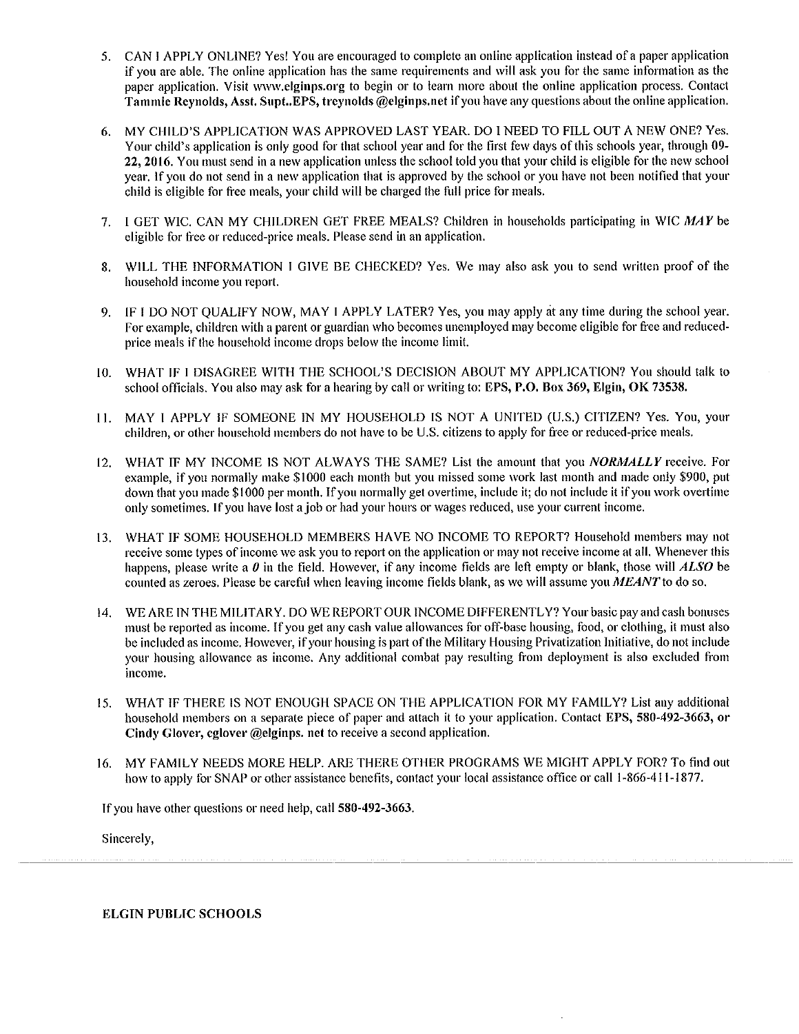5. CAN I APPLY ONLINE? Yes! You are encouraged to complete an online application instead of a paper application if you are able. The online application has the same requirements and will ask you for the same information as the paper application. Visit www.elginps.org to begin or to learn more about the online application process. Contact **Tammie Reynolds, Asst. Supt..EPS, treynolds @elginps.net** if you have any questions about the online application.

6. MY CHILD'S APPLICATION WAS APPROVED LAST YEAR. DO I NEED TO FILL OUT A NEW ONE? Yes. Your child's application is only good for that school year and for the first few days of this schools year, through **09-22, 2016.** You must send in a new application unless the school told you that your child is eligible for the new school year. If you do not send in a new application that is approved by the school or you have not been notified that your child is eligible for free meals, your child will be charged the full price for meals.

7. I GET WIC. CAN MY CHILDREN GET FREE MEALS? Children in households participating in WIC ***MAY*** be eligible for free or reduced-price meals. Please send in an application.

8. WILL THE INFORMATION I GIVE BE CHECKED? Yes. We may also ask you to send written proof of the household income you report.

9. IF I DO NOT QUALIFY NOW, MAY I APPLY LATER? Yes, you may apply at any time during the school year. For example, children with a parent or guardian who becomes unemployed may become eligible for free and reduced-price meals if the household income drops below the income limit.

10. WHAT IF I DISAGREE WITH THE SCHOOL'S DECISION ABOUT MY APPLICATION? You should talk to school officials. You also may ask for a hearing by call or writing to: **EPS, P.O. Box 369, Elgin, OK 73538.**

11. MAY I APPLY IF SOMEONE IN MY HOUSEHOLD IS NOT A UNITED (U.S.) CITIZEN? Yes. You, your children, or other household members do not have to be U.S. citizens to apply for free or reduced-price meals.

12. WHAT IF MY INCOME IS NOT ALWAYS THE SAME? List the amount that you ***NORMALLY*** receive. For example, if you normally make $1000 each month but you missed some work last month and made only $900, put down that you made $1000 per month. If you normally get overtime, include it; do not include it if you work overtime only sometimes. If you have lost a job or had your hours or wages reduced, use your current income.

13. WHAT IF SOME HOUSEHOLD MEMBERS HAVE NO INCOME TO REPORT? Household members may not receive some types of income we ask you to report on the application or may not receive income at all. Whenever this happens, please write a ***0*** in the field. However, if any income fields are left empty or blank, those will ***ALSO*** be counted as zeroes. Please be careful when leaving income fields blank, as we will assume you ***MEANT*** to do so.

14. WE ARE IN THE MILITARY. DO WE REPORT OUR INCOME DIFFERENTLY? Your basic pay and cash bonuses must be reported as income. If you get any cash value allowances for off-base housing, food, or clothing, it must also be included as income. However, if your housing is part of the Military Housing Privatization Initiative, do not include your housing allowance as income. Any additional combat pay resulting from deployment is also excluded from income.

15. WHAT IF THERE IS NOT ENOUGH SPACE ON THE APPLICATION FOR MY FAMILY? List any additional household members on a separate piece of paper and attach it to your application. Contact **EPS, 580-492-3663, or Cindy Glover, cglover @elginps. net** to receive a second application.

16. MY FAMILY NEEDS MORE HELP. ARE THERE OTHER PROGRAMS WE MIGHT APPLY FOR? To find out how to apply for SNAP or other assistance benefits, contact your local assistance office or call 1-866-411-1877.

If you have other questions or need help, call **580-492-3663.**

Sincerely,

**ELGIN PUBLIC SCHOOLS**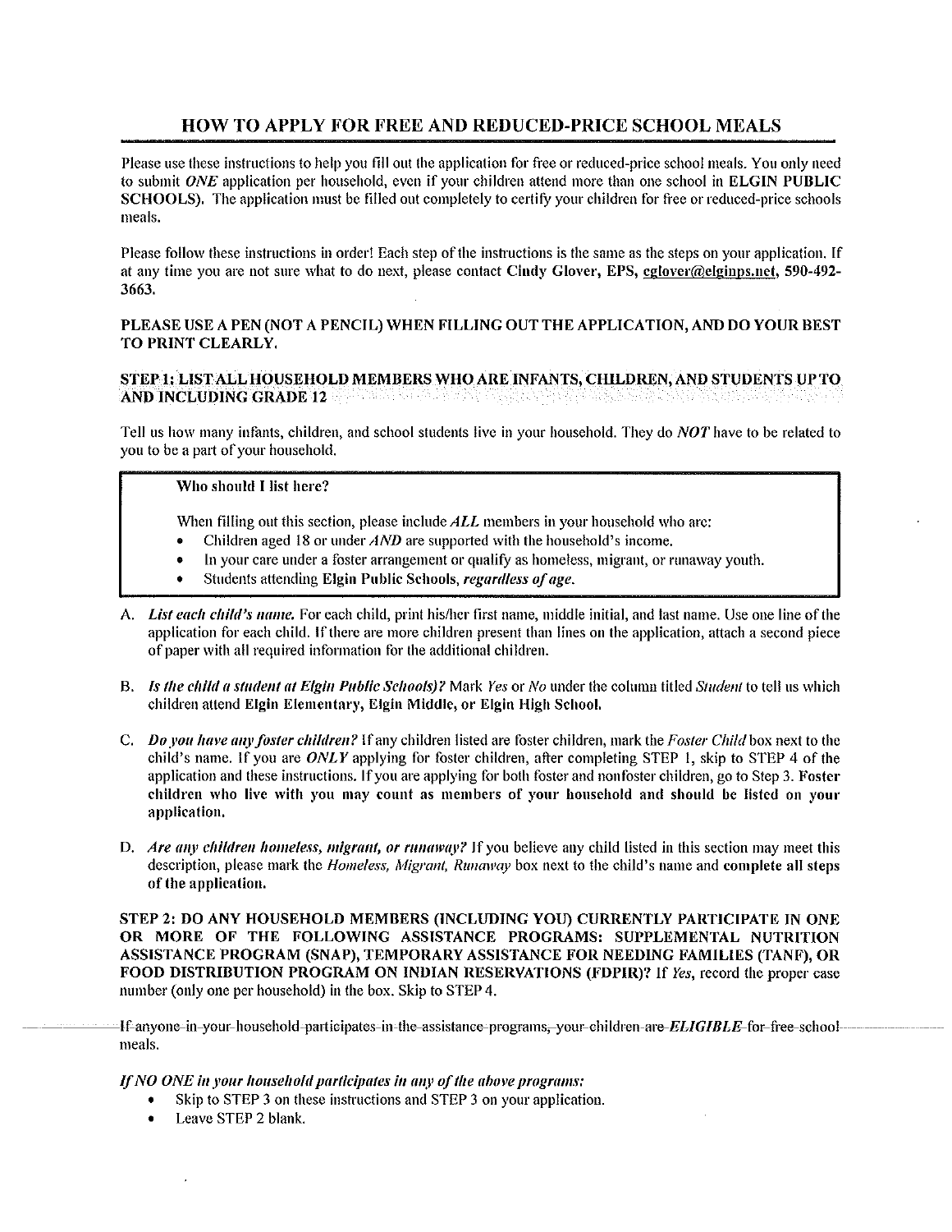# HOW TO APPLY FOR FREE AND REDUCED-PRICE SCHOOL MEALS

Please use these instructions to help you fill out the application for free or reduced-price school meals. You only need to submit *ONE* application per household, even if your children attend more than one school in **ELGIN PUBLIC SCHOOLS)**. The application must be filled out completely to certify your children for free or reduced-price schools meals.

Please follow these instructions in order! Each step of the instructions is the same as the steps on your application. If at any time you are not sure what to do next, please contact **Cindy Glover, EPS, cglover@elginps.net, 590-492-3663.**

**PLEASE USE A PEN (NOT A PENCIL) WHEN FILLING OUT THE APPLICATION, AND DO YOUR BEST TO PRINT CLEARLY.**

**STEP 1: LIST ALL HOUSEHOLD MEMBERS WHO ARE INFANTS, CHILDREN, AND STUDENTS UP TO AND INCLUDING GRADE 12**

Tell us how many infants, children, and school students live in your household. They do *NOT* have to be related to you to be a part of your household.

> **Who should I list here?**
>
> When filling out this section, please include *ALL* members in your household who are:
> - Children aged 18 or under *AND* are supported with the household's income.
> - In your care under a foster arrangement or qualify as homeless, migrant, or runaway youth.
> - Students attending **Elgin Public Schools**, *regardless of age.*

A. *List each child's name.* For each child, print his/her first name, middle initial, and last name. Use one line of the application for each child. If there are more children present than lines on the application, attach a second piece of paper with all required information for the additional children.

B. *Is the child a student at Elgin Public Schools)?* Mark *Yes* or *No* under the column titled *Student* to tell us which children attend **Elgin Elementary, Elgin Middle, or Elgin High School.**

C. *Do you have any foster children?* If any children listed are foster children, mark the *Foster Child* box next to the child's name. If you are *ONLY* applying for foster children, after completing STEP 1, skip to STEP 4 of the application and these instructions. If you are applying for both foster and nonfoster children, go to Step 3. **Foster children who live with you may count as members of your household and should be listed on your application.**

D. *Are any children homeless, migrant, or runaway?* If you believe any child listed in this section may meet this description, please mark the *Homeless, Migrant, Runaway* box next to the child's name and **complete all steps of the application.**

**STEP 2: DO ANY HOUSEHOLD MEMBERS (INCLUDING YOU) CURRENTLY PARTICIPATE IN ONE OR MORE OF THE FOLLOWING ASSISTANCE PROGRAMS: SUPPLEMENTAL NUTRITION ASSISTANCE PROGRAM (SNAP), TEMPORARY ASSISTANCE FOR NEEDING FAMILIES (TANF), OR FOOD DISTRIBUTION PROGRAM ON INDIAN RESERVATIONS (FDPIR)?** If *Yes*, record the proper case number (only one per household) in the box. Skip to STEP 4.

~~If anyone in your household participates in the assistance programs, your children are *ELIGIBLE* for free school~~ meals.

*If NO ONE in your household participates in any of the above programs:*
- Skip to STEP 3 on these instructions and STEP 3 on your application.
- Leave STEP 2 blank.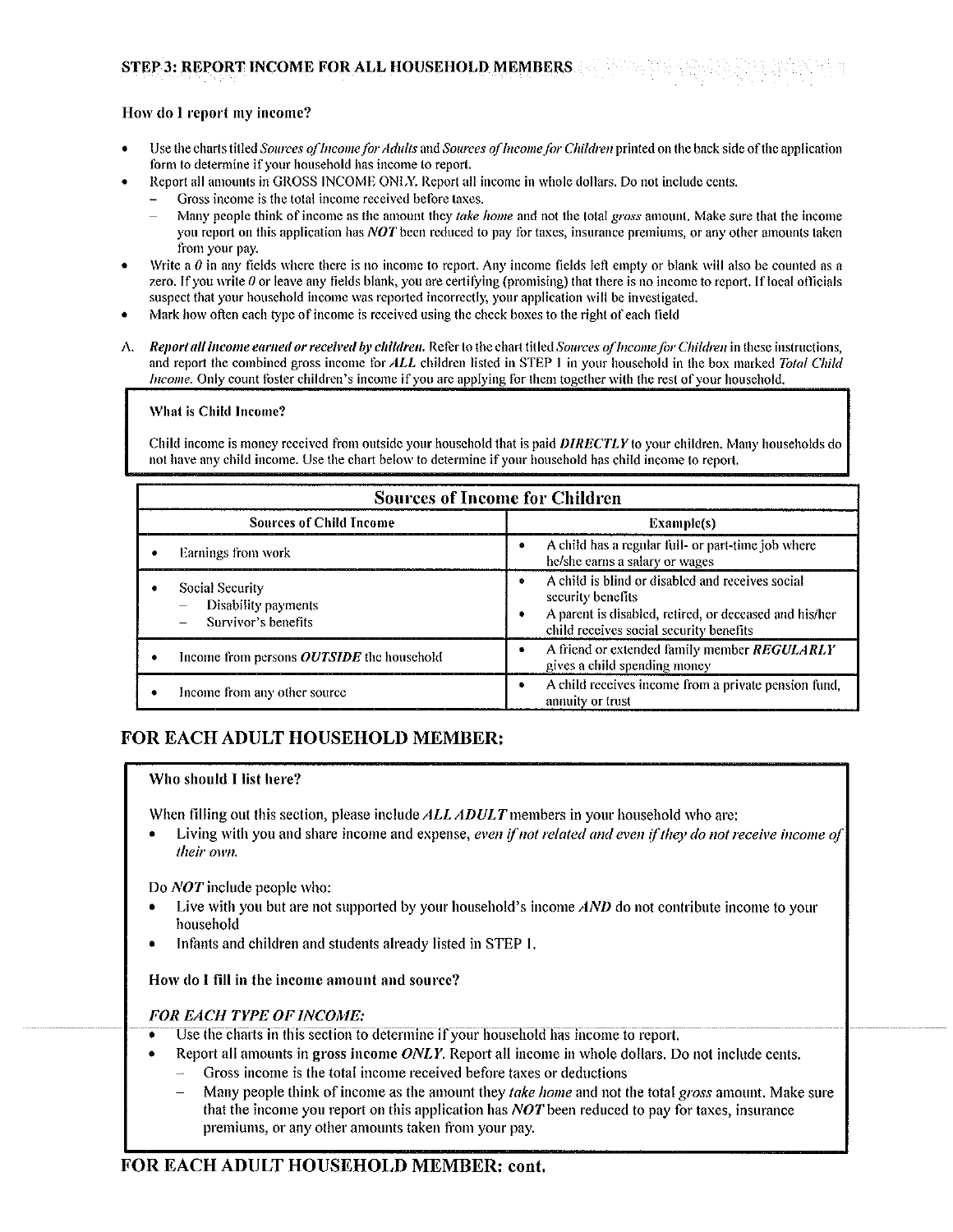## STEP 3: REPORT INCOME FOR ALL HOUSEHOLD MEMBERS

**How do I report my income?**

- Use the charts titled *Sources of Income for Adults* and *Sources of Income for Children* printed on the back side of the application form to determine if your household has income to report.
- Report all amounts in GROSS INCOME ONLY. Report all income in whole dollars. Do not include cents.
  - Gross income is the total income received before taxes.
  - Many people think of income as the amount they *take home* and not the total *gross* amount. Make sure that the income you report on this application has *NOT* been reduced to pay for taxes, insurance premiums, or any other amounts taken from your pay.
- Write a *0* in any fields where there is no income to report. Any income fields left empty or blank will also be counted as a zero. If you write *0* or leave any fields blank, you are certifying (promising) that there is no income to report. If local officials suspect that your household income was reported incorrectly, your application will be investigated.
- Mark how often each type of income is received using the check boxes to the right of each field

A. ***Report all income earned or received by children.*** Refer to the chart titled *Sources of Income for Children* in these instructions, and report the combined gross income for ***ALL*** children listed in STEP 1 in your household in the box marked *Total Child Income*. Only count foster children's income if you are applying for them together with the rest of your household.

**What is Child Income?**

Child income is money received from outside your household that is paid ***DIRECTLY*** to your children. Many households do not have any child income. Use the chart below to determine if your household has child income to report.

| Sources of Income for Children | |
|---|---|
| **Sources of Child Income** | **Example(s)** |
| • Earnings from work | • A child has a regular full- or part-time job where he/she earns a salary or wages |
| • Social Security<br>– Disability payments<br>– Survivor's benefits | • A child is blind or disabled and receives social security benefits<br>• A parent is disabled, retired, or deceased and his/her child receives social security benefits |
| • Income from persons ***OUTSIDE*** the household | • A friend or extended family member ***REGULARLY*** gives a child spending money |
| • Income from any other source | • A child receives income from a private pension fund, annuity or trust |

## FOR EACH ADULT HOUSEHOLD MEMBER:

**Who should I list here?**

When filling out this section, please include *ALL ADULT* members in your household who are:

- Living with you and share income and expense, *even if not related and even if they do not receive income of their own.*

Do *NOT* include people who:

- Live with you but are not supported by your household's income *AND* do not contribute income to your household
- Infants and children and students already listed in STEP 1.

**How do I fill in the income amount and source?**

*FOR EACH TYPE OF INCOME:*

- Use the charts in this section to determine if your household has income to report.
- Report all amounts in **gross income** *ONLY*. Report all income in whole dollars. Do not include cents.
  - Gross income is the total income received before taxes or deductions
  - Many people think of income as the amount they *take home* and not the total *gross* amount. Make sure that the income you report on this application has *NOT* been reduced to pay for taxes, insurance premiums, or any other amounts taken from your pay.

## FOR EACH ADULT HOUSEHOLD MEMBER: cont.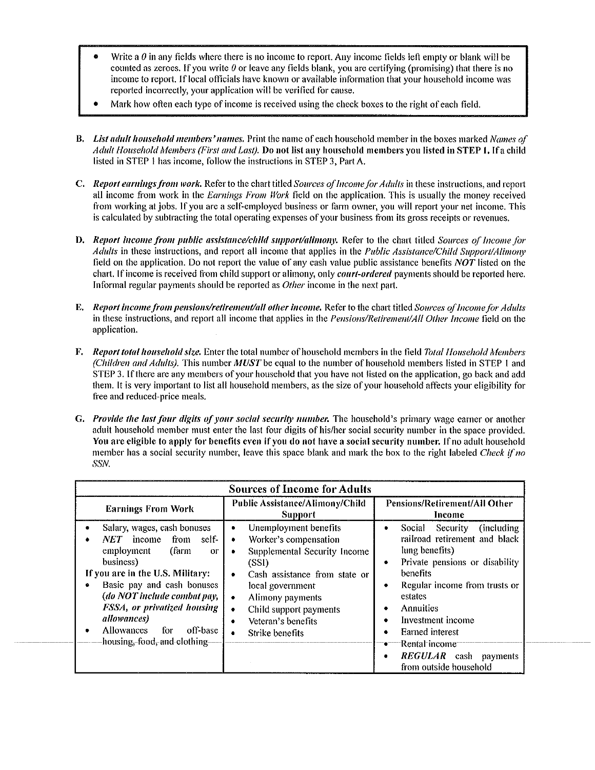- Write a *0* in any fields where there is no income to report. Any income fields left empty or blank will be counted as zeroes. If you write *0* or leave any fields blank, you are certifying (promising) that there is no income to report. If local officials have known or available information that your household income was reported incorrectly, your application will be verified for cause.
- Mark how often each type of income is received using the check boxes to the right of each field.

**B.** ***List adult household members' names.*** Print the name of each household member in the boxes marked *Names of Adult Household Members (First and Last).* **Do not list any household members you listed in STEP 1.** If a child listed in STEP 1 has income, follow the instructions in STEP 3, Part A.

**C.** ***Report earnings from work.*** Refer to the chart titled *Sources of Income for Adults* in these instructions, and report all income from work in the *Earnings From Work* field on the application. This is usually the money received from working at jobs. If you are a self-employed business or farm owner, you will report your net income. This is calculated by subtracting the total operating expenses of your business from its gross receipts or revenues.

**D.** ***Report income from public assistance/child support/alimony.*** Refer to the chart titled *Sources of Income for Adults* in these instructions, and report all income that applies in the *Public Assistance/Child Support/Alimony* field on the application. Do not report the value of any cash value public assistance benefits ***NOT*** listed on the chart. If income is received from child support or alimony, only ***court-ordered*** payments should be reported here. Informal regular payments should be reported as *Other* income in the next part.

**E.** ***Report income from pensions/retirement/all other income.*** Refer to the chart titled *Sources of Income for Adults* in these instructions, and report all income that applies in the *Pensions/Retirement/All Other Income* field on the application.

**F.** ***Report total household size.*** Enter the total number of household members in the field *Total Household Members (Children and Adults).* This number ***MUST*** be equal to the number of household members listed in STEP 1 and STEP 3. If there are any members of your household that you have not listed on the application, go back and add them. It is very important to list all household members, as the size of your household affects your eligibility for free and reduced-price meals.

**G.** ***Provide the last four digits of your social security number.*** The household's primary wage earner or another adult household member must enter the last four digits of his/her social security number in the space provided. **You are eligible to apply for benefits even if you do not have a social security number.** If no adult household member has a social security number, leave this space blank and mark the box to the right labeled *Check if no SSN.*

| **Sources of Income for Adults** | | |
|---|---|---|
| **Earnings From Work** | **Public Assistance/Alimony/Child Support** | **Pensions/Retirement/All Other Income** |
| • Salary, wages, cash bonuses<br>• ***NET*** income from self-employment (farm or business)<br>**If you are in the U.S. Military:**<br>• Basic pay and cash bonuses ***(do NOT include combat pay, FSSA, or privatized housing allowances)***<br>• Allowances for off-base housing, food, and clothing | • Unemployment benefits<br>• Worker's compensation<br>• Supplemental Security Income (SSI)<br>• Cash assistance from state or local government<br>• Alimony payments<br>• Child support payments<br>• Veteran's benefits<br>• Strike benefits | • Social Security (including railroad retirement and black lung benefits)<br>• Private pensions or disability benefits<br>• Regular income from trusts or estates<br>• Annuities<br>• Investment income<br>• Earned interest<br>• Rental income<br>• ***REGULAR*** cash payments from outside household |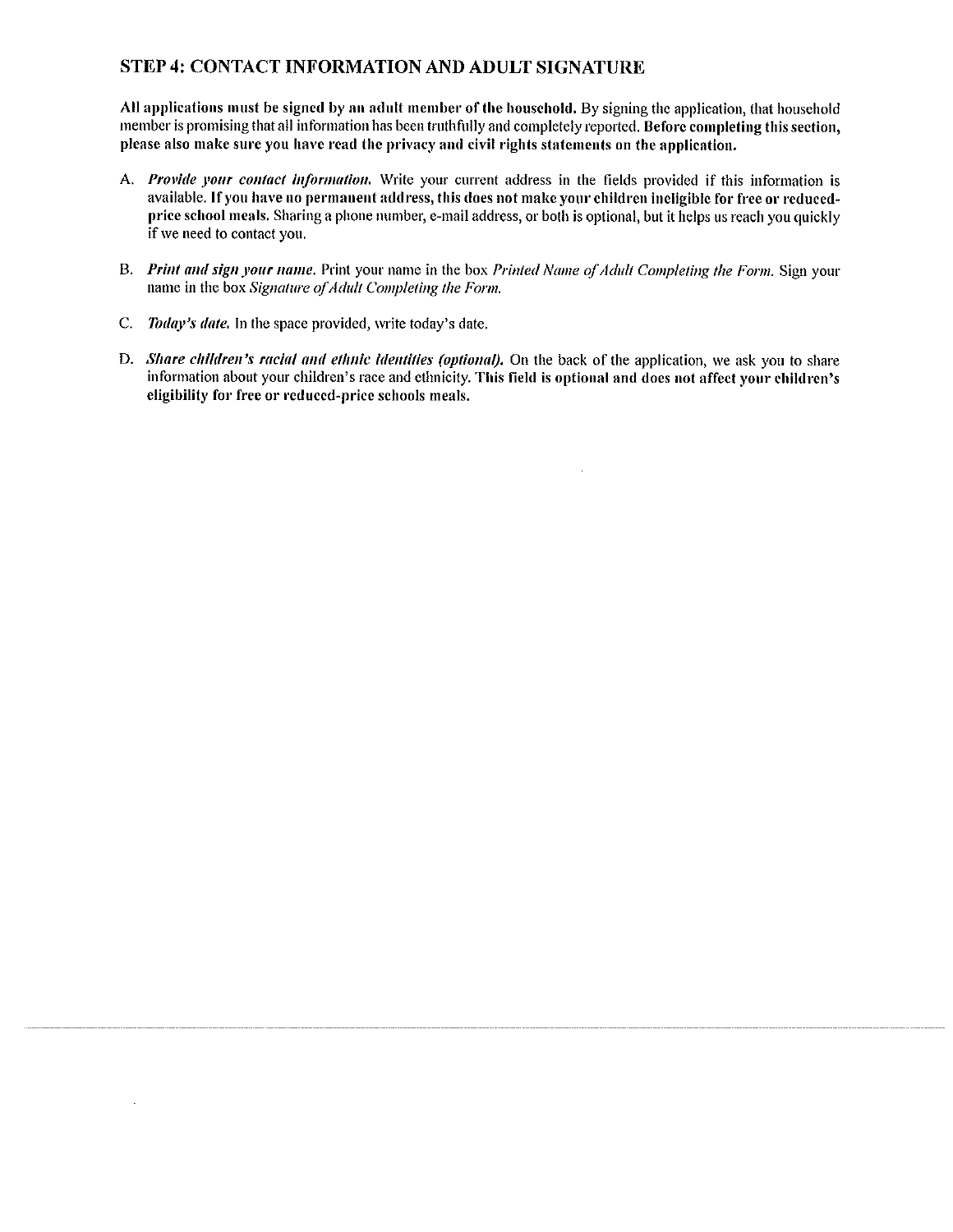## STEP 4: CONTACT INFORMATION AND ADULT SIGNATURE

**All applications must be signed by an adult member of the household.** By signing the application, that household member is promising that all information has been truthfully and completely reported. **Before completing this section, please also make sure you have read the privacy and civil rights statements on the application.**

A. ***Provide your contact information.*** Write your current address in the fields provided if this information is available. **If you have no permanent address, this does not make your children ineligible for free or reduced-price school meals.** Sharing a phone number, e-mail address, or both is optional, but it helps us reach you quickly if we need to contact you.

B. ***Print and sign your name.*** Print your name in the box *Printed Name of Adult Completing the Form.* Sign your name in the box *Signature of Adult Completing the Form.*

C. ***Today's date.*** In the space provided, write today's date.

D. ***Share children's racial and ethnic identities (optional).*** On the back of the application, we ask you to share information about your children's race and ethnicity. **This field is optional and does not affect your children's eligibility for free or reduced-price schools meals.**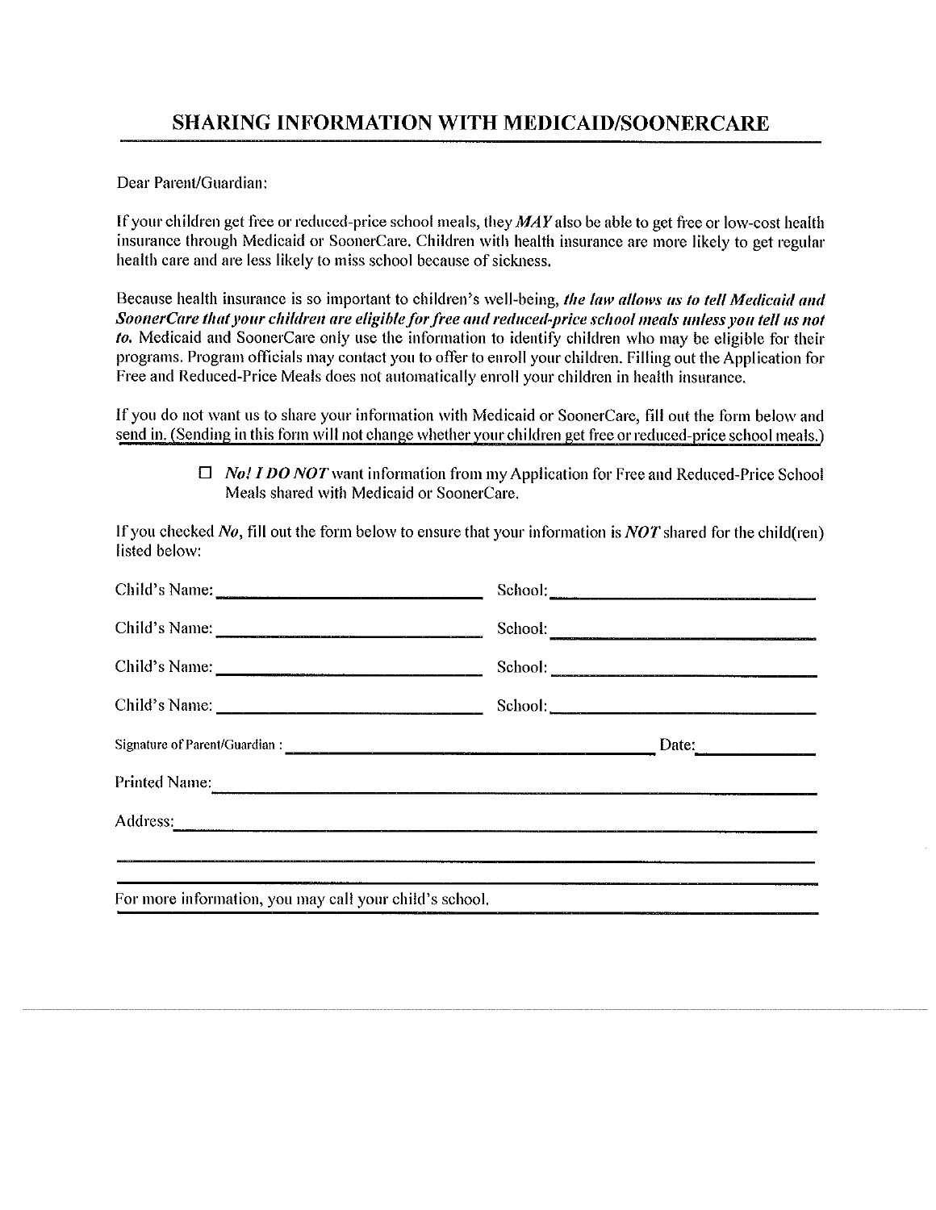# SHARING INFORMATION WITH MEDICAID/SOONERCARE

Dear Parent/Guardian:

If your children get free or reduced-price school meals, they ***MAY*** also be able to get free or low-cost health insurance through Medicaid or SoonerCare. Children with health insurance are more likely to get regular health care and are less likely to miss school because of sickness.

Because health insurance is so important to children's well-being, ***the law allows us to tell Medicaid and SoonerCare that your children are eligible for free and reduced-price school meals unless you tell us not to.*** Medicaid and SoonerCare only use the information to identify children who may be eligible for their programs. Program officials may contact you to offer to enroll your children. Filling out the Application for Free and Reduced-Price Meals does not automatically enroll your children in health insurance.

If you do not want us to share your information with Medicaid or SoonerCare, fill out the form below and send in. (Sending in this form will not change whether your children get free or reduced-price school meals.)

☐ ***No! I DO NOT*** want information from my Application for Free and Reduced-Price School Meals shared with Medicaid or SoonerCare.

If you checked *No*, fill out the form below to ensure that your information is ***NOT*** shared for the child(ren) listed below:

Child's Name: ______________________________ School: ______________________________

Child's Name: ______________________________ School: ______________________________

Child's Name: ______________________________ School: ______________________________

Child's Name: ______________________________ School: ______________________________

Signature of Parent/Guardian: ______________________________ Date: ____________

Printed Name: ______________________________

Address: ______________________________

______________________________

For more information, you may call your child's school.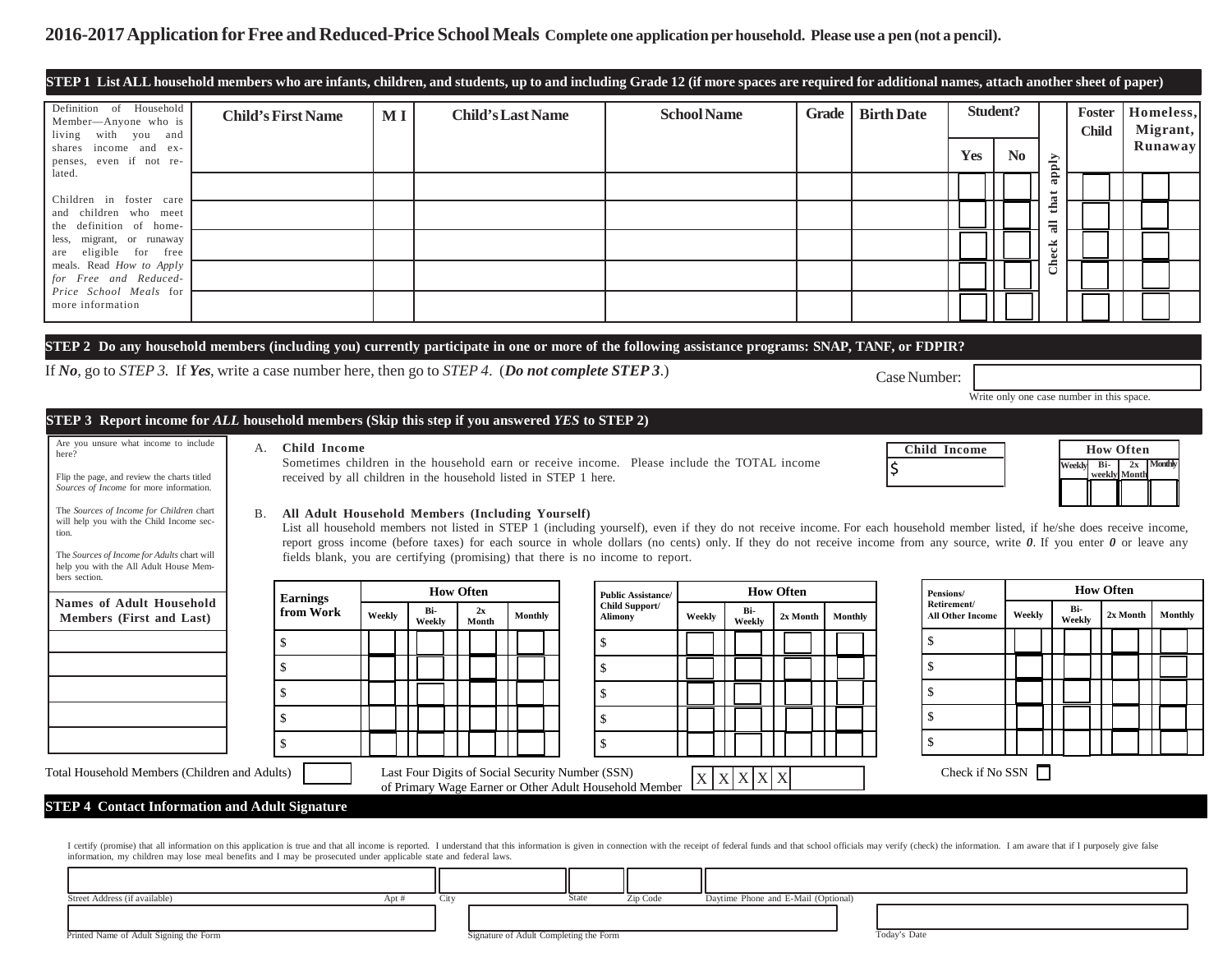# 2016-2017 Application for Free and Reduced-Price School Meals

**Complete one application per household. Please use a pen (not a pencil).**

## STEP 1 List ALL household members who are infants, children, and students, up to and including Grade 12 (if more spaces are required for additional names, attach another sheet of paper)

Definition of Household Member—Anyone who is living with you and shares income and expenses, even if not related.

Children in foster care and children who meet the definition of homeless, migrant, or runaway are eligible for free meals. Read *How to Apply for Free and Reduced-Price School Meals* for more information.

| Child's First Name | M I | Child's Last Name | School Name | Grade | Birth Date | Student? Yes | Student? No | Check all that apply: Foster Child | Homeless, Migrant, Runaway |
|---|---|---|---|---|---|---|---|---|---|
| | | | | | | | | | |
| | | | | | | | | | |
| | | | | | | | | | |
| | | | | | | | | | |
| | | | | | | | | | |

## STEP 2 Do any household members (including you) currently participate in one or more of the following assistance programs: SNAP, TANF, or FDPIR?

If *No*, go to *STEP 3*. If *Yes*, write a case number here, then go to *STEP 4*. (***Do not complete STEP 3***.)

Case Number: ____________

Write only one case number in this space.

## STEP 3 Report income for *ALL* household members (Skip this step if you answered *YES* to STEP 2)

Are you unsure what income to include here?

Flip the page, and review the charts titled *Sources of Income* for more information.

The *Sources of Income for Children* chart will help you with the Child Income section.

The *Sources of Income for Adults* chart will help you with the All Adult House Members section.

A. **Child Income**
Sometimes children in the household earn or receive income. Please include the TOTAL income received by all children in the household listed in STEP 1 here.

| Child Income | How Often: Weekly | Bi-weekly | 2x Month | Monthly |
|---|---|---|---|---|
| $ | | | | |

B. **All Adult Household Members (Including Yourself)**
List all household members not listed in STEP 1 (including yourself), even if they do not receive income. For each household member listed, if he/she does receive income, report gross income (before taxes) for each source in whole dollars (no cents) only. If they do not receive income from any source, write ***0***. If you enter ***0*** or leave any fields blank, you are certifying (promising) that there is no income to report.

| Names of Adult Household Members (First and Last) | Earnings from Work | Weekly | Bi-Weekly | 2x Month | Monthly | Public Assistance/ Child Support/ Alimony | Weekly | Bi-Weekly | 2x Month | Monthly | Pensions/ Retirement/ All Other Income | Weekly | Bi-Weekly | 2x Month | Monthly |
|---|---|---|---|---|---|---|---|---|---|---|---|---|---|---|---|
| | $ | | | | | $ | | | | | $ | | | | |
| | $ | | | | | $ | | | | | $ | | | | |
| | $ | | | | | $ | | | | | $ | | | | |
| | $ | | | | | $ | | | | | $ | | | | |
| | $ | | | | | $ | | | | | $ | | | | |

Total Household Members (Children and Adults) ______

Last Four Digits of Social Security Number (SSN) of Primary Wage Earner or Other Adult Household Member X X X X X ______

Check if No SSN ☐

## STEP 4 Contact Information and Adult Signature

I certify (promise) that all information on this application is true and that all income is reported. I understand that this information is given in connection with the receipt of federal funds and that school officials may verify (check) the information. I am aware that if I purposely give false information, my children may lose meal benefits and I may be prosecuted under applicable state and federal laws.

Street Address (if available) ______ Apt # ______ City ______ State ______ Zip Code ______ Daytime Phone and E-Mail (Optional) ______

Printed Name of Adult Signing the Form ______ Signature of Adult Completing the Form ______ Today's Date ______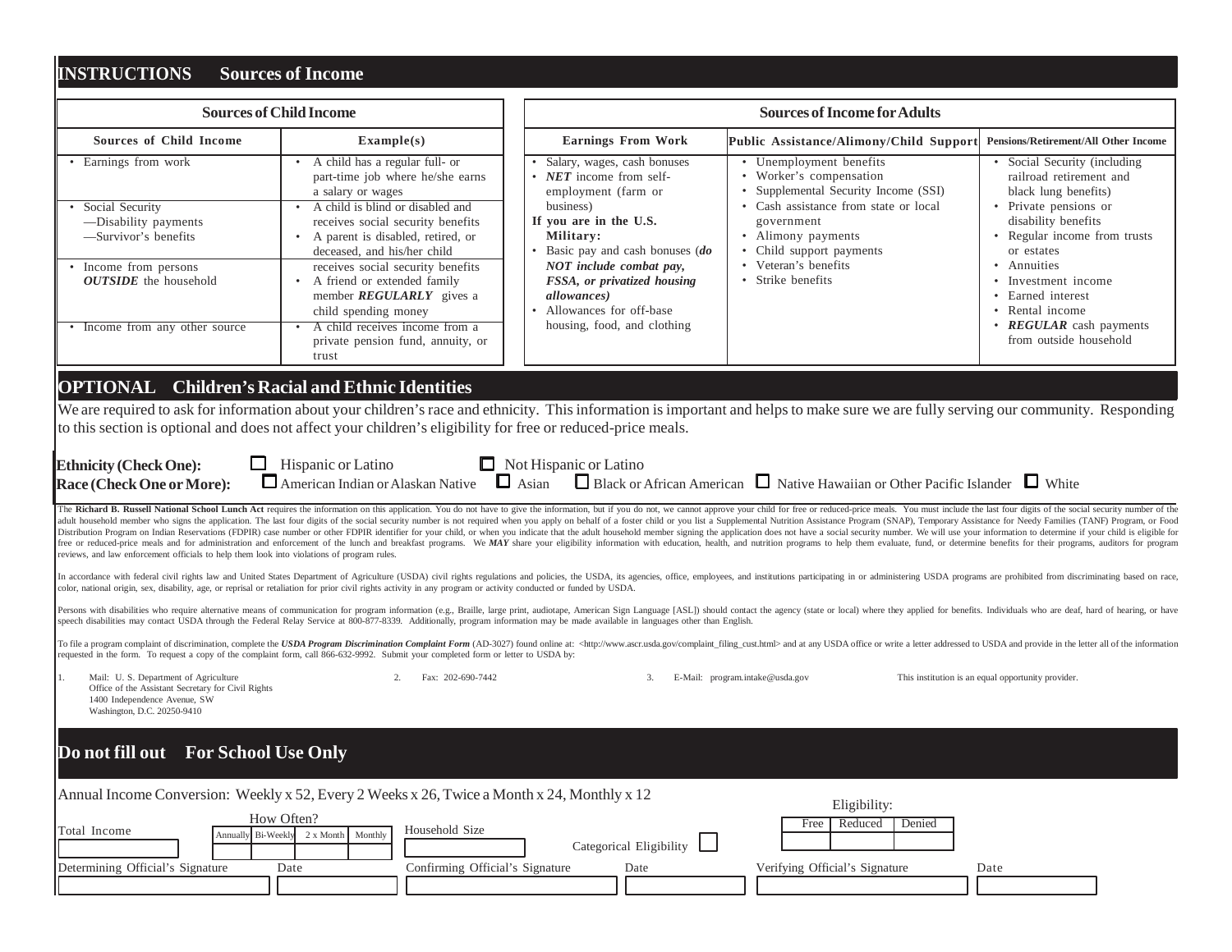## INSTRUCTIONS Sources of Income

| Sources of Child Income | |
|---|---|
| **Sources of Child Income** | **Example(s)** |
| • Earnings from work | • A child has a regular full- or part-time job where he/she earns a salary or wages |
| • Social Security<br>—Disability payments<br>—Survivor's benefits | • A child is blind or disabled and receives social security benefits<br>• A parent is disabled, retired, or deceased, and his/her child receives social security benefits |
| • Income from persons ***OUTSIDE*** the household | • A friend or extended family member ***REGULARLY*** gives a child spending money |
| • Income from any other source | • A child receives income from a private pension fund, annuity, or trust |

| Sources of Income for Adults | | |
|---|---|---|
| **Earnings From Work** | **Public Assistance/Alimony/Child Support** | **Pensions/Retirement/All Other Income** |
| • Salary, wages, cash bonuses<br>• ***NET*** income from self-employment (farm or business)<br>**If you are in the U.S. Military:**<br>• Basic pay and cash bonuses (***do NOT include combat pay, FSSA, or privatized housing allowances***)<br>• Allowances for off-base housing, food, and clothing | • Unemployment benefits<br>• Worker's compensation<br>• Supplemental Security Income (SSI)<br>• Cash assistance from state or local government<br>• Alimony payments<br>• Child support payments<br>• Veteran's benefits<br>• Strike benefits | • Social Security (including railroad retirement and black lung benefits)<br>• Private pensions or disability benefits<br>• Regular income from trusts or estates<br>• Annuities<br>• Investment income<br>• Earned interest<br>• Rental income<br>• ***REGULAR*** cash payments from outside household |

## OPTIONAL Children's Racial and Ethnic Identities

We are required to ask for information about your children's race and ethnicity. This information is important and helps to make sure we are fully serving our community. Responding to this section is optional and does not affect your children's eligibility for free or reduced-price meals.

**Ethnicity (Check One):** ☐ Hispanic or Latino ☐ Not Hispanic or Latino

**Race (Check One or More):** ☐ American Indian or Alaskan Native ☐ Asian ☐ Black or African American ☐ Native Hawaiian or Other Pacific Islander ☐ White

The **Richard B. Russell National School Lunch Act** requires the information on this application. You do not have to give the information, but if you do not, we cannot approve your child for free or reduced-price meals. You must include the last four digits of the social security number of the adult household member who signs the application. The last four digits of the social security number is not required when you apply on behalf of a foster child or you list a Supplemental Nutrition Assistance Program (SNAP), Temporary Assistance for Needy Families (TANF) Program, or Food Distribution Program on Indian Reservations (FDPIR) case number or other FDPIR identifier for your child, or when you indicate that the adult household member signing the application does not have a social security number. We will use your information to determine if your child is eligible for free or reduced-price meals and for administration and enforcement of the lunch and breakfast programs. We ***MAY*** share your eligibility information with education, health, and nutrition programs to help them evaluate, fund, or determine benefits for their programs, auditors for program reviews, and law enforcement officials to help them look into violations of program rules.

In accordance with federal civil rights law and United States Department of Agriculture (USDA) civil rights regulations and policies, the USDA, its agencies, office, employees, and institutions participating in or administering USDA programs are prohibited from discriminating based on race, color, national origin, sex, disability, age, or reprisal or retaliation for prior civil rights activity in any program or activity conducted or funded by USDA.

Persons with disabilities who require alternative means of communication for program information (e.g., Braille, large print, audiotape, American Sign Language [ASL]) should contact the agency (state or local) where they applied for benefits. Individuals who are deaf, hard of hearing, or have speech disabilities may contact USDA through the Federal Relay Service at 800-877-8339. Additionally, program information may be made available in languages other than English.

To file a program complaint of discrimination, complete the ***USDA Program Discrimination Complaint Form*** (AD-3027) found online at: <http://www.ascr.usda.gov/complaint_filing_cust.html> and at any USDA office or write a letter addressed to USDA and provide in the letter all of the information requested in the form. To request a copy of the complaint form, call 866-632-9992. Submit your completed form or letter to USDA by:

1. Mail: U. S. Department of Agriculture
   Office of the Assistant Secretary for Civil Rights
   1400 Independence Avenue, SW
   Washington, D.C. 20250-9410
2. Fax: 202-690-7442
3. E-Mail: program.intake@usda.gov

This institution is an equal opportunity provider.

## Do not fill out For School Use Only

Annual Income Conversion: Weekly x 52, Every 2 Weeks x 26, Twice a Month x 24, Monthly x 12

Total Income ______

How Often? ☐ Annually ☐ Bi-Weekly ☐ 2 x Month ☐ Monthly

Household Size ______

Categorical Eligibility ☐

Eligibility: ☐ Free ☐ Reduced ☐ Denied

Determining Official's Signature ______ Date ______

Confirming Official's Signature ______ Date ______

Verifying Official's Signature ______ Date ______